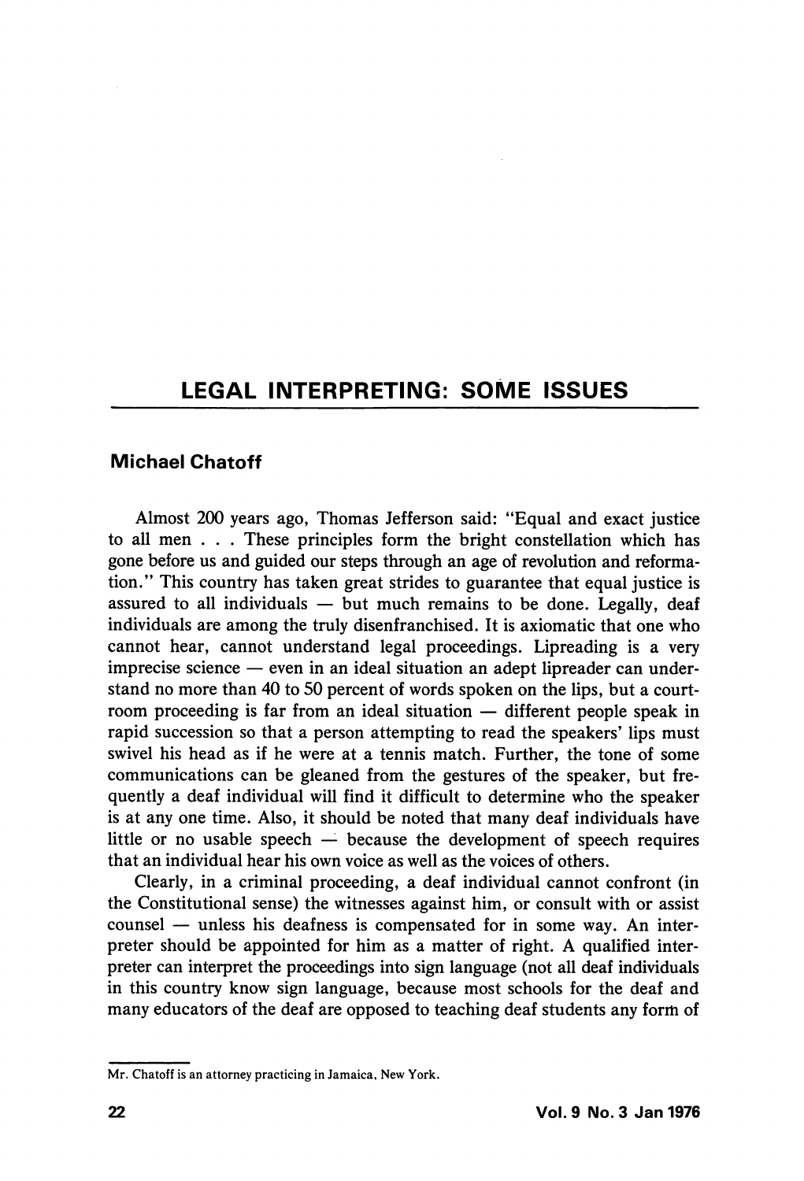# LEGAL INTERPRETING: SOME ISSUES

**Michael Chatoff**

Almost 200 years ago, Thomas Jefferson said: "Equal and exact justice to all men . . . These principles form the bright constellation which has gone before us and guided our steps through an age of revolution and reformation." This country has taken great strides to guarantee that equal justice is assured to all individuals — but much remains to be done. Legally, deaf individuals are among the truly disenfranchised. It is axiomatic that one who cannot hear, cannot understand legal proceedings. Lipreading is a very imprecise science — even in an ideal situation an adept lipreader can understand no more than 40 to 50 percent of words spoken on the lips, but a courtroom proceeding is far from an ideal situation — different people speak in rapid succession so that a person attempting to read the speakers' lips must swivel his head as if he were at a tennis match. Further, the tone of some communications can be gleaned from the gestures of the speaker, but frequently a deaf individual will find it difficult to determine who the speaker is at any one time. Also, it should be noted that many deaf individuals have little or no usable speech — because the development of speech requires that an individual hear his own voice as well as the voices of others.

Clearly, in a criminal proceeding, a deaf individual cannot confront (in the Constitutional sense) the witnesses against him, or consult with or assist counsel — unless his deafness is compensated for in some way. An interpreter should be appointed for him as a matter of right. A qualified interpreter can interpret the proceedings into sign language (not all deaf individuals in this country know sign language, because most schools for the deaf and many educators of the deaf are opposed to teaching deaf students any form of

---

Mr. Chatoff is an attorney practicing in Jamaica, New York.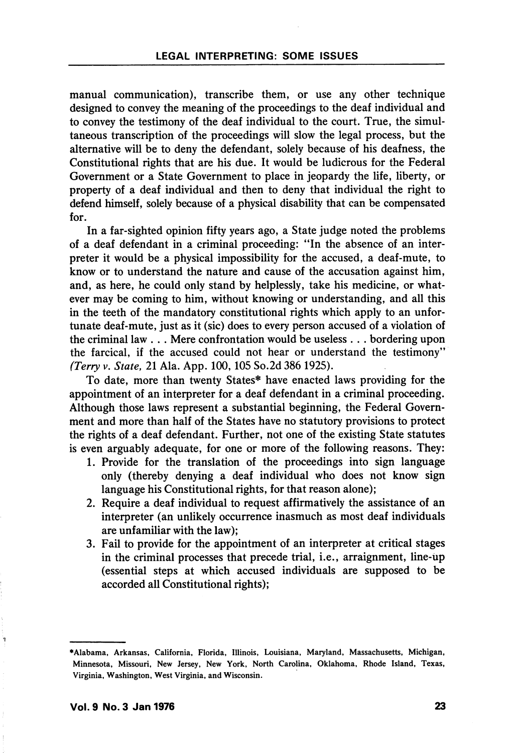manual communication), transcribe them, or use any other technique designed to convey the meaning of the proceedings to the deaf individual and to convey the testimony of the deaf individual to the court. True, the simultaneous transcription of the proceedings will slow the legal process, but the alternative will be to deny the defendant, solely because of his deafness, the Constitutional rights that are his due. It would be ludicrous for the Federal Government or a State Government to place in jeopardy the life, liberty, or property of a deaf individual and then to deny that individual the right to defend himself, solely because of a physical disability that can be compensated for.

In a far-sighted opinion fifty years ago, a State judge noted the problems of a deaf defendant in a criminal proceeding: "In the absence of an interpreter it would be a physical impossibility for the accused, a deaf-mute, to know or to understand the nature and cause of the accusation against him, and, as here, he could only stand by helplessly, take his medicine, or whatever may be coming to him, without knowing or understanding, and all this in the teeth of the mandatory constitutional rights which apply to an unfortunate deaf-mute, just as it (sic) does to every person accused of a violation of the criminal law . . . Mere confrontation would be useless . . . bordering upon the farcical, if the accused could not hear or understand the testimony" (*Terry v. State,* 21 Ala. App. 100, 105 So.2d 386 1925).

To date, more than twenty States* have enacted laws providing for the appointment of an interpreter for a deaf defendant in a criminal proceeding. Although those laws represent a substantial beginning, the Federal Government and more than half of the States have no statutory provisions to protect the rights of a deaf defendant. Further, not one of the existing State statutes is even arguably adequate, for one or more of the following reasons. They:

1. Provide for the translation of the proceedings into sign language only (thereby denying a deaf individual who does not know sign language his Constitutional rights, for that reason alone);
2. Require a deaf individual to request affirmatively the assistance of an interpreter (an unlikely occurrence inasmuch as most deaf individuals are unfamiliar with the law);
3. Fail to provide for the appointment of an interpreter at critical stages in the criminal processes that precede trial, i.e., arraignment, line-up (essential steps at which accused individuals are supposed to be accorded all Constitutional rights);

---

*Alabama, Arkansas, California, Florida, Illinois, Louisiana, Maryland, Massachusetts, Michigan, Minnesota, Missouri, New Jersey, New York, North Carolina, Oklahoma, Rhode Island, Texas, Virginia, Washington, West Virginia, and Wisconsin.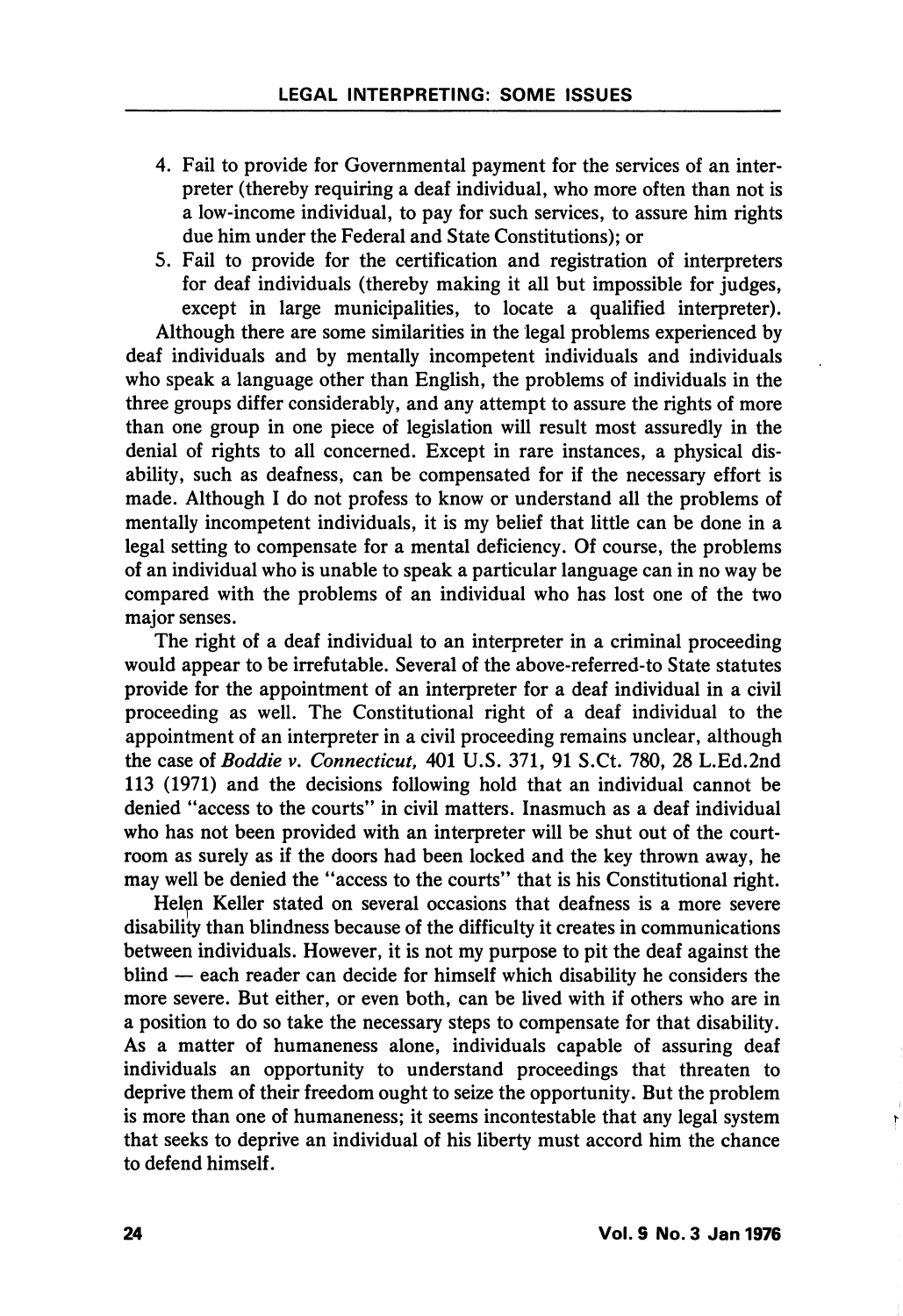4. Fail to provide for Governmental payment for the services of an interpreter (thereby requiring a deaf individual, who more often than not is a low-income individual, to pay for such services, to assure him rights due him under the Federal and State Constitutions); or
5. Fail to provide for the certification and registration of interpreters for deaf individuals (thereby making it all but impossible for judges, except in large municipalities, to locate a qualified interpreter).

Although there are some similarities in the legal problems experienced by deaf individuals and by mentally incompetent individuals and individuals who speak a language other than English, the problems of individuals in the three groups differ considerably, and any attempt to assure the rights of more than one group in one piece of legislation will result most assuredly in the denial of rights to all concerned. Except in rare instances, a physical disability, such as deafness, can be compensated for if the necessary effort is made. Although I do not profess to know or understand all the problems of mentally incompetent individuals, it is my belief that little can be done in a legal setting to compensate for a mental deficiency. Of course, the problems of an individual who is unable to speak a particular language can in no way be compared with the problems of an individual who has lost one of the two major senses.

The right of a deaf individual to an interpreter in a criminal proceeding would appear to be irrefutable. Several of the above-referred-to State statutes provide for the appointment of an interpreter for a deaf individual in a civil proceeding as well. The Constitutional right of a deaf individual to the appointment of an interpreter in a civil proceeding remains unclear, although the case of *Boddie v. Connecticut,* 401 U.S. 371, 91 S.Ct. 780, 28 L.Ed.2nd 113 (1971) and the decisions following hold that an individual cannot be denied "access to the courts" in civil matters. Inasmuch as a deaf individual who has not been provided with an interpreter will be shut out of the courtroom as surely as if the doors had been locked and the key thrown away, he may well be denied the "access to the courts" that is his Constitutional right.

Helen Keller stated on several occasions that deafness is a more severe disability than blindness because of the difficulty it creates in communications between individuals. However, it is not my purpose to pit the deaf against the blind — each reader can decide for himself which disability he considers the more severe. But either, or even both, can be lived with if others who are in a position to do so take the necessary steps to compensate for that disability. As a matter of humaneness alone, individuals capable of assuring deaf individuals an opportunity to understand proceedings that threaten to deprive them of their freedom ought to seize the opportunity. But the problem is more than one of humaneness; it seems incontestable that any legal system that seeks to deprive an individual of his liberty must accord him the chance to defend himself.